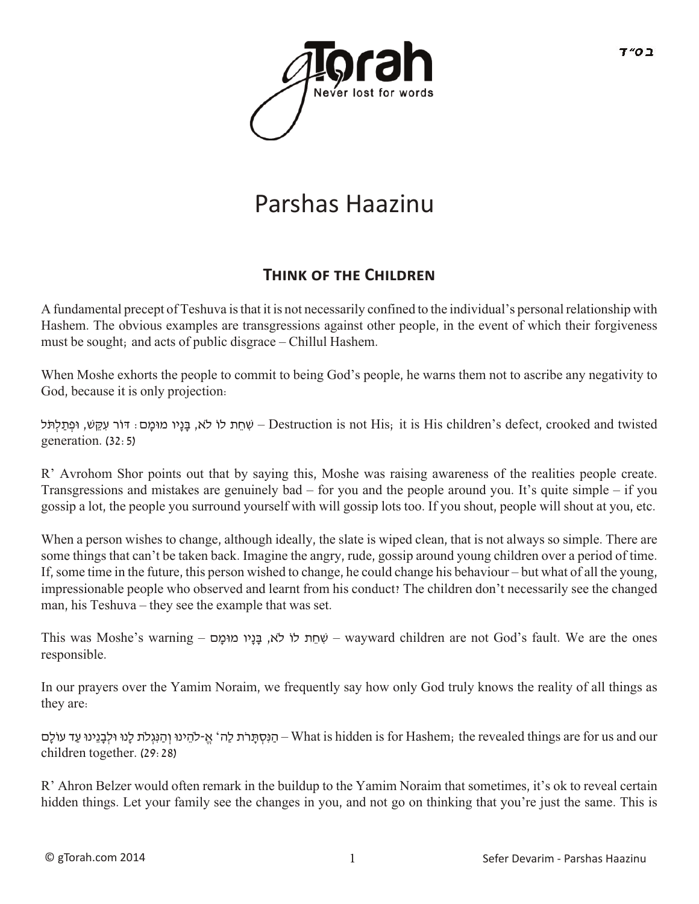# Parshas Haazinu

## Think of the Children

A fundamental precept of Teshuva is that it is not necessarily confined to the individual's personal relationship with Hashem. The obvious examples are transgressions against other people, in the event of which their forgiveness must be sought; and acts of public disgrace – Chillul Hashem.

When Moshe exhorts the people to commit to being God's people, he warns them not to ascribe any negativity to God, because it is only projection:

שִׁחֵת לוֹ לֹא, בָּנָיו מוּמָם: דּוֹר עִקֵּשׁ, וּפְתַלְתֹּל – Destruction is not His; it is His children's defect, crooked and twisted generation. (32:5)

R' Avrohom Shor points out that by saying this, Moshe was raising awareness of the realities people create. Transgressions and mistakes are genuinely bad – for you and the people around you. It's quite simple – if you gossip a lot, the people you surround yourself with will gossip lots too. If you shout, people will shout at you, etc.

When a person wishes to change, although ideally, the slate is wiped clean, that is not always so simple. There are some things that can't be taken back. Imagine the angry, rude, gossip around young children over a period of time. If, some time in the future, this person wished to change, he could change his behaviour – but what of all the young, impressionable people who observed and learnt from his conduct? The children don't necessarily see the changed man, his Teshuva – they see the example that was set.

This was Moshe's warning – שִׁחֵת לוֹ לֹא, בָּנָיו מוּמָם – wayward children are not God's fault. We are the ones responsible.

In our prayers over the Yamim Noraim, we frequently say how only God truly knows the reality of all things as they are:

הַנִּסְתָּרֹת לַה' אֱ-לֹהֵינוּ וְהַנִּגְלֹת לָנוּ וּלְבָנֵינוּ עַד עוֹלָם – What is hidden is for Hashem; the revealed things are for us and our children together. (29:28)

R' Ahron Belzer would often remark in the buildup to the Yamim Noraim that sometimes, it's ok to reveal certain hidden things. Let your family see the changes in you, and not go on thinking that you're just the same. This is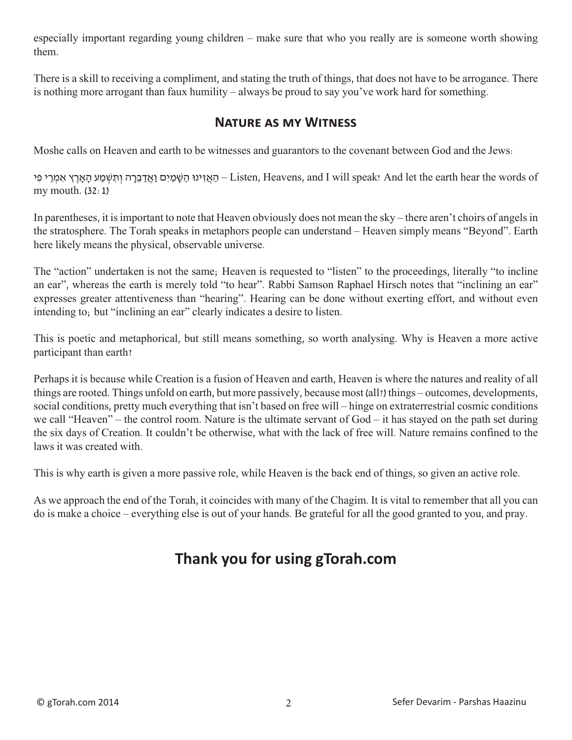especially important regarding young children – make sure that who you really are is someone worth showing them.

There is a skill to receiving a compliment, and stating the truth of things, that does not have to be arrogance. There is nothing more arrogant than faux humility – always be proud to say you've work hard for something.

## Nature as my Witness

Moshe calls on Heaven and earth to be witnesses and guarantors to the covenant between God and the Jews:

הַאֲזִינוּ הַשָּׁמַיִם וַאֲדַבֵּרָה וְתִשְׁמַע הָאָרֶץ אִמְרֵי פִי – Listen, Heavens, and I will speak! And let the earth hear the words of my mouth. (32:1)

In parentheses, it is important to note that Heaven obviously does not mean the sky – there aren't choirs of angels in the stratosphere. The Torah speaks in metaphors people can understand – Heaven simply means "Beyond". Earth here likely means the physical, observable universe.

The "action" undertaken is not the same; Heaven is requested to "listen" to the proceedings, literally "to incline an ear", whereas the earth is merely told "to hear". Rabbi Samson Raphael Hirsch notes that "inclining an ear" expresses greater attentiveness than "hearing". Hearing can be done without exerting effort, and without even intending to; but "inclining an ear" clearly indicates a desire to listen.

This is poetic and metaphorical, but still means something, so worth analysing. Why is Heaven a more active participant than earth?

Perhaps it is because while Creation is a fusion of Heaven and earth, Heaven is where the natures and reality of all things are rooted. Things unfold on earth, but more passively, because most (all?) things – outcomes, developments, social conditions, pretty much everything that isn't based on free will – hinge on extraterrestrial cosmic conditions we call "Heaven" – the control room. Nature is the ultimate servant of God – it has stayed on the path set during the six days of Creation. It couldn't be otherwise, what with the lack of free will. Nature remains confined to the laws it was created with.

This is why earth is given a more passive role, while Heaven is the back end of things, so given an active role.

As we approach the end of the Torah, it coincides with many of the Chagim. It is vital to remember that all you can do is make a choice – everything else is out of your hands. Be grateful for all the good granted to you, and pray.

## Thank you for using gTorah.com